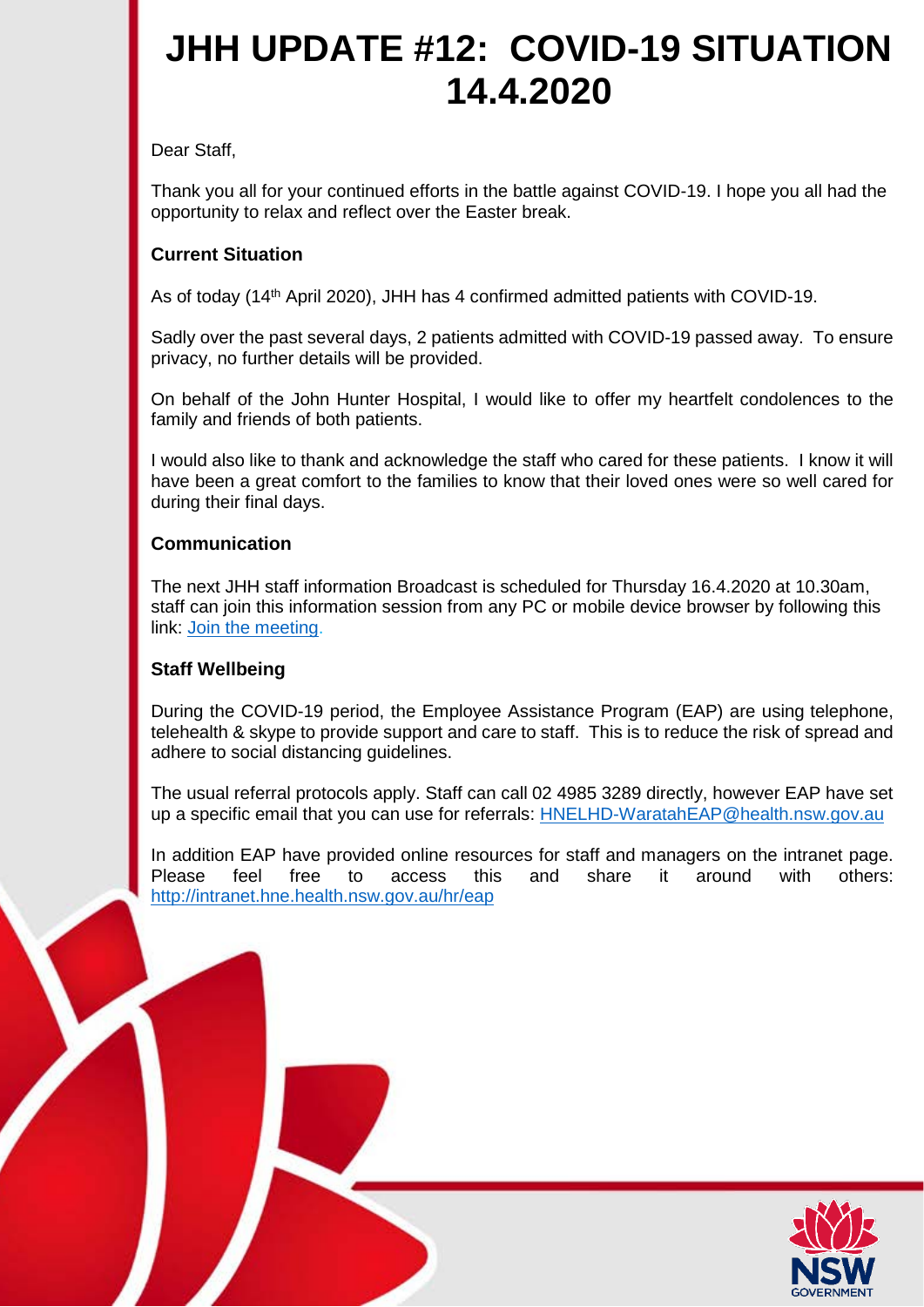# JHH UPDATE #12: COVID-19 SITUATION 14.4.2020

Dear Staff,

Thank you all for your continued efforts in the battle against COVID-19. I hope you all had the opportunity to relax and reflect over the Easter break.

**Current Situation**

As of today (14th April 2020), JHH has 4 confirmed admitted patients with COVID-19.

Sadly over the past several days, 2 patients admitted with COVID-19 passed away. To ensure privacy, no further details will be provided.

On behalf of the John Hunter Hospital, I would like to offer my heartfelt condolences to the family and friends of both patients.

I would also like to thank and acknowledge the staff who cared for these patients. I know it will have been a great comfort to the families to know that their loved ones were so well cared for during their final days.

**Communication**

The next JHH staff information Broadcast is scheduled for Thursday 16.4.2020 at 10.30am, staff can join this information session from any PC or mobile device browser by following this link: Join the meeting.

**Staff Wellbeing**

During the COVID-19 period, the Employee Assistance Program (EAP) are using telephone, telehealth & skype to provide support and care to staff. This is to reduce the risk of spread and adhere to social distancing guidelines.

The usual referral protocols apply. Staff can call 02 4985 3289 directly, however EAP have set up a specific email that you can use for referrals: HNELHD-WaratahEAP@health.nsw.gov.au

In addition EAP have provided online resources for staff and managers on the intranet page. Please feel free to access this and share it around with others: http://intranet.hne.health.nsw.gov.au/hr/eap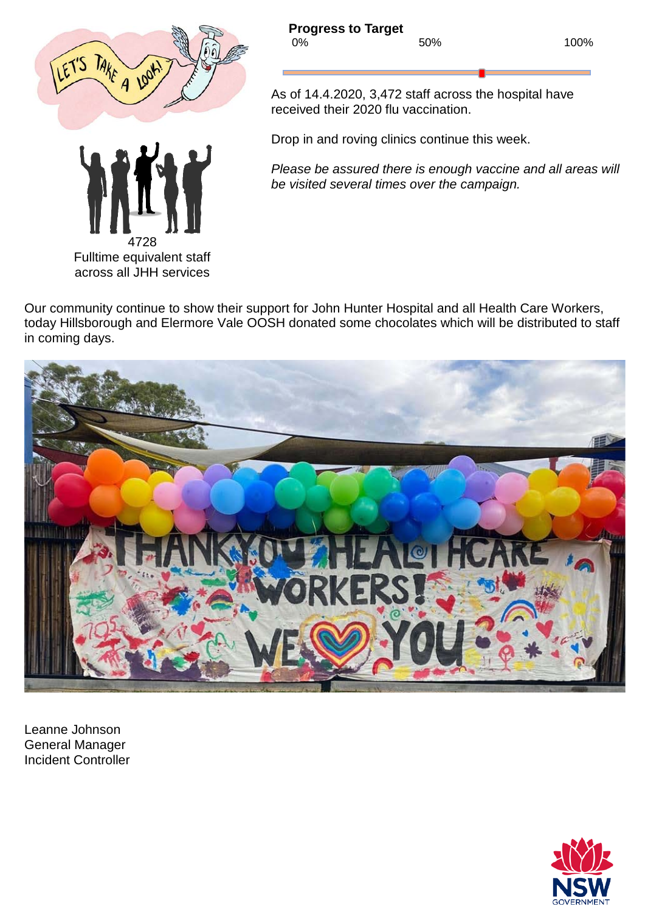**Progress to Target**

0% 50% 100%

As of 14.4.2020, 3,472 staff across the hospital have received their 2020 flu vaccination.

Drop in and roving clinics continue this week.

*Please be assured there is enough vaccine and all areas will be visited several times over the campaign.*

4728
Fulltime equivalent staff
across all JHH services

Our community continue to show their support for John Hunter Hospital and all Health Care Workers, today Hillsborough and Elermore Vale OOSH donated some chocolates which will be distributed to staff in coming days.

Leanne Johnson
General Manager
Incident Controller